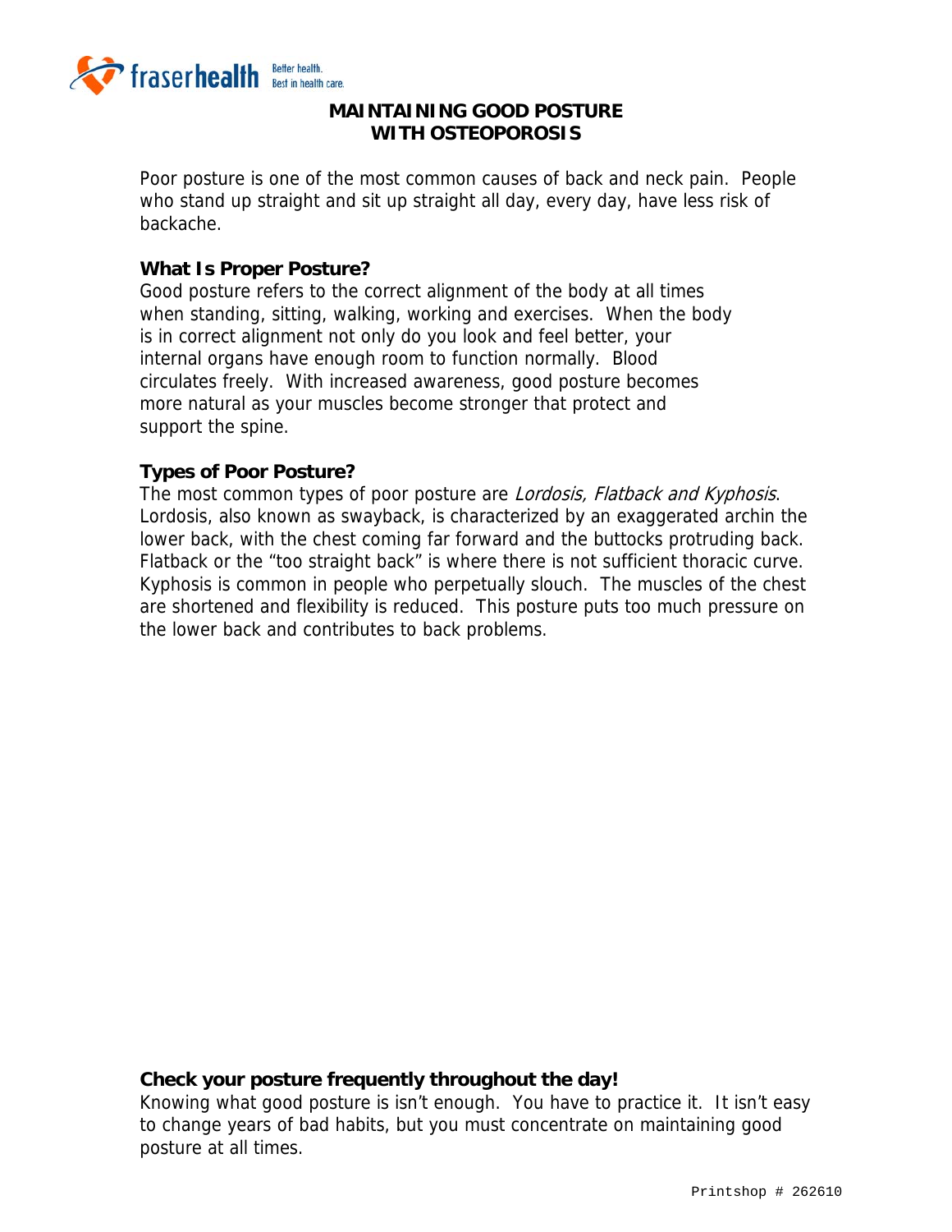# MAINTAINING GOOD POSTURE WITH OSTEOPOROSIS

Poor posture is one of the most common causes of back and neck pain. People who stand up straight and sit up straight all day, every day, have less risk of backache.

### What Is Proper Posture?

Good posture refers to the correct alignment of the body at all times when standing, sitting, walking, working and exercises. When the body is in correct alignment not only do you look and feel better, your internal organs have enough room to function normally. Blood circulates freely. With increased awareness, good posture becomes more natural as your muscles become stronger that protect and support the spine.

### Types of Poor Posture?

The most common types of poor posture are *Lordosis, Flatback and Kyphosis*. Lordosis, also known as swayback, is characterized by an exaggerated archin the lower back, with the chest coming far forward and the buttocks protruding back. Flatback or the "too straight back" is where there is not sufficient thoracic curve. Kyphosis is common in people who perpetually slouch. The muscles of the chest are shortened and flexibility is reduced. This posture puts too much pressure on the lower back and contributes to back problems.

### Check your posture frequently throughout the day!

Knowing what good posture is isn't enough. You have to practice it. It isn't easy to change years of bad habits, but you must concentrate on maintaining good posture at all times.

Printshop # 262610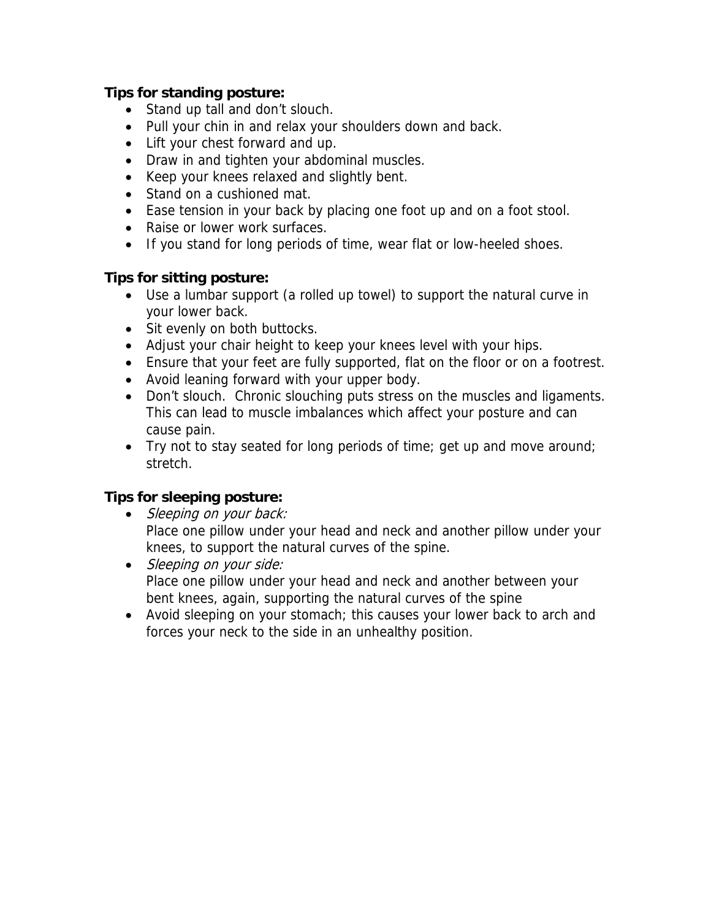**Tips for standing posture:**

- Stand up tall and don't slouch.
- Pull your chin in and relax your shoulders down and back.
- Lift your chest forward and up.
- Draw in and tighten your abdominal muscles.
- Keep your knees relaxed and slightly bent.
- Stand on a cushioned mat.
- Ease tension in your back by placing one foot up and on a foot stool.
- Raise or lower work surfaces.
- If you stand for long periods of time, wear flat or low-heeled shoes.

**Tips for sitting posture:**

- Use a lumbar support (a rolled up towel) to support the natural curve in your lower back.
- Sit evenly on both buttocks.
- Adjust your chair height to keep your knees level with your hips.
- Ensure that your feet are fully supported, flat on the floor or on a footrest.
- Avoid leaning forward with your upper body.
- Don't slouch. Chronic slouching puts stress on the muscles and ligaments. This can lead to muscle imbalances which affect your posture and can cause pain.
- Try not to stay seated for long periods of time; get up and move around; stretch.

**Tips for sleeping posture:**

- *Sleeping on your back:*
  Place one pillow under your head and neck and another pillow under your knees, to support the natural curves of the spine.
- *Sleeping on your side:*
  Place one pillow under your head and neck and another between your bent knees, again, supporting the natural curves of the spine
- Avoid sleeping on your stomach; this causes your lower back to arch and forces your neck to the side in an unhealthy position.